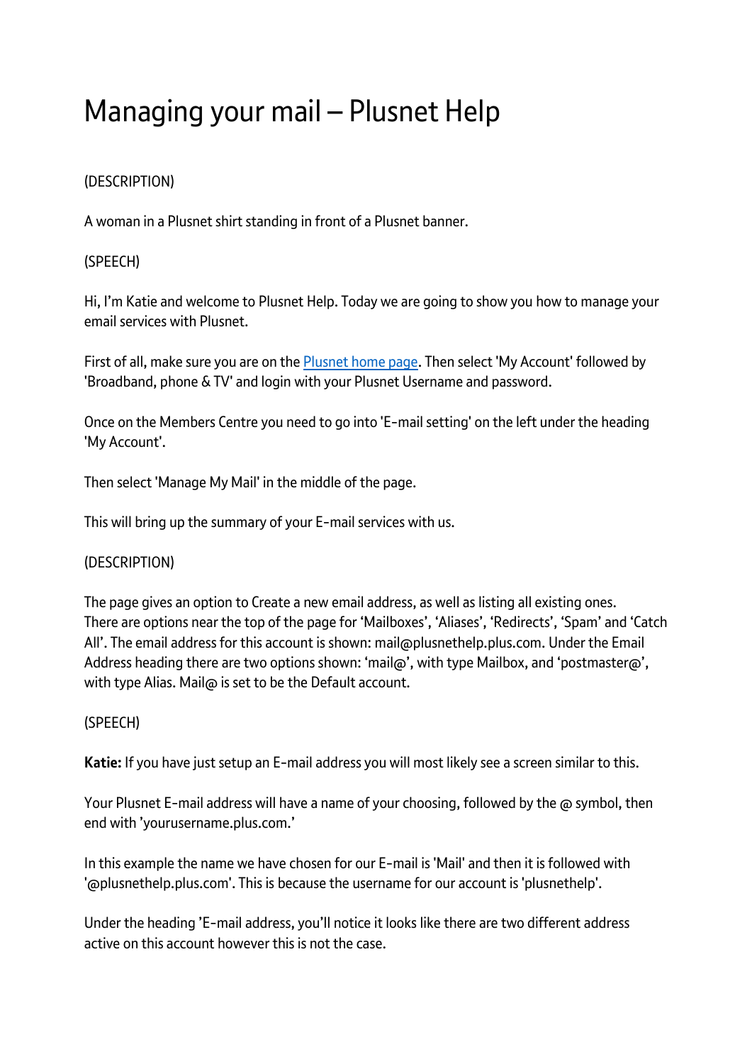# Managing your mail – Plusnet Help

(DESCRIPTION)

A woman in a Plusnet shirt standing in front of a Plusnet banner.

(SPEECH)

Hi, I'm Katie and welcome to Plusnet Help. Today we are going to show you how to manage your email services with Plusnet.

First of all, make sure you are on the [Plusnet home page](). Then select 'My Account' followed by 'Broadband, phone & TV' and login with your Plusnet Username and password.

Once on the Members Centre you need to go into 'E-mail setting' on the left under the heading 'My Account'.

Then select 'Manage My Mail' in the middle of the page.

This will bring up the summary of your E-mail services with us.

(DESCRIPTION)

The page gives an option to Create a new email address, as well as listing all existing ones. There are options near the top of the page for 'Mailboxes', 'Aliases', 'Redirects', 'Spam' and 'Catch All'. The email address for this account is shown: mail@plusnethelp.plus.com. Under the Email Address heading there are two options shown: 'mail@', with type Mailbox, and 'postmaster@', with type Alias. Mail@ is set to be the Default account.

(SPEECH)

**Katie:** If you have just setup an E-mail address you will most likely see a screen similar to this.

Your Plusnet E-mail address will have a name of your choosing, followed by the @ symbol, then end with 'yourusername.plus.com.'

In this example the name we have chosen for our E-mail is 'Mail' and then it is followed with '@plusnethelp.plus.com'. This is because the username for our account is 'plusnethelp'.

Under the heading 'E-mail address, you'll notice it looks like there are two different address active on this account however this is not the case.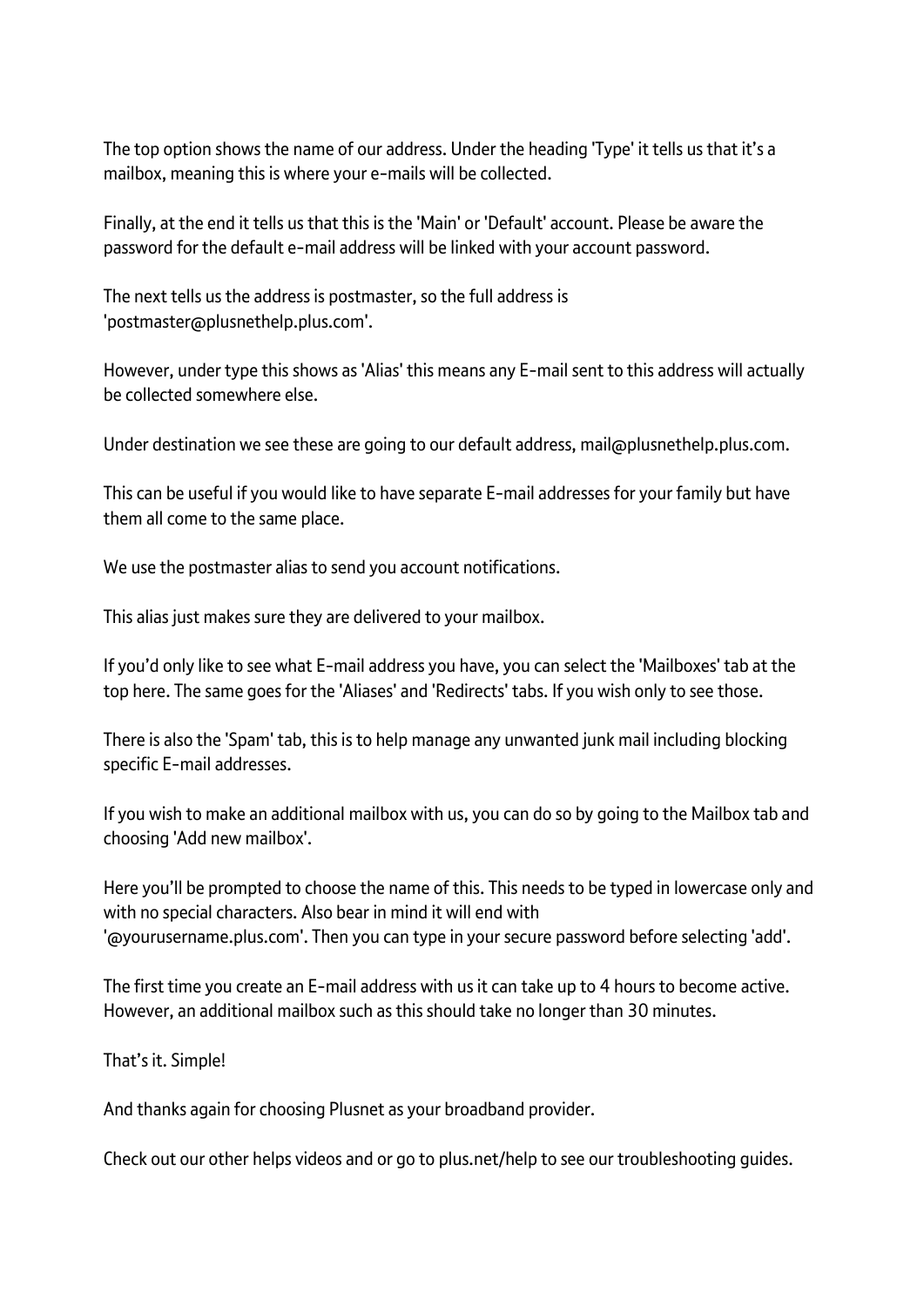The top option shows the name of our address. Under the heading 'Type' it tells us that it's a mailbox, meaning this is where your e-mails will be collected.

Finally, at the end it tells us that this is the 'Main' or 'Default' account. Please be aware the password for the default e-mail address will be linked with your account password.

The next tells us the address is postmaster, so the full address is 'postmaster@plusnethelp.plus.com'.

However, under type this shows as 'Alias' this means any E-mail sent to this address will actually be collected somewhere else.

Under destination we see these are going to our default address, mail@plusnethelp.plus.com.

This can be useful if you would like to have separate E-mail addresses for your family but have them all come to the same place.

We use the postmaster alias to send you account notifications.

This alias just makes sure they are delivered to your mailbox.

If you'd only like to see what E-mail address you have, you can select the 'Mailboxes' tab at the top here. The same goes for the 'Aliases' and 'Redirects' tabs. If you wish only to see those.

There is also the 'Spam' tab, this is to help manage any unwanted junk mail including blocking specific E-mail addresses.

If you wish to make an additional mailbox with us, you can do so by going to the Mailbox tab and choosing 'Add new mailbox'.

Here you'll be prompted to choose the name of this. This needs to be typed in lowercase only and with no special characters. Also bear in mind it will end with '@yourusername.plus.com'. Then you can type in your secure password before selecting 'add'.

The first time you create an E-mail address with us it can take up to 4 hours to become active. However, an additional mailbox such as this should take no longer than 30 minutes.

That's it. Simple!

And thanks again for choosing Plusnet as your broadband provider.

Check out our other helps videos and or go to plus.net/help to see our troubleshooting guides.